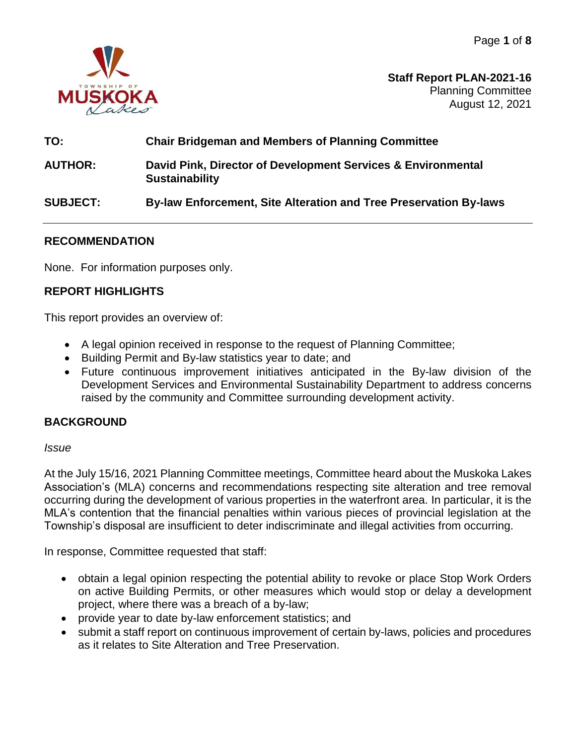**Staff Report PLAN-2021-16**
Planning Committee
August 12, 2021

**TO:** Chair Bridgeman and Members of Planning Committee

**AUTHOR:** David Pink, Director of Development Services & Environmental Sustainability

**SUBJECT:** By-law Enforcement, Site Alteration and Tree Preservation By-laws

---

## RECOMMENDATION

None. For information purposes only.

## REPORT HIGHLIGHTS

This report provides an overview of:

- A legal opinion received in response to the request of Planning Committee;
- Building Permit and By-law statistics year to date; and
- Future continuous improvement initiatives anticipated in the By-law division of the Development Services and Environmental Sustainability Department to address concerns raised by the community and Committee surrounding development activity.

## BACKGROUND

*Issue*

At the July 15/16, 2021 Planning Committee meetings, Committee heard about the Muskoka Lakes Association's (MLA) concerns and recommendations respecting site alteration and tree removal occurring during the development of various properties in the waterfront area. In particular, it is the MLA's contention that the financial penalties within various pieces of provincial legislation at the Township's disposal are insufficient to deter indiscriminate and illegal activities from occurring.

In response, Committee requested that staff:

- obtain a legal opinion respecting the potential ability to revoke or place Stop Work Orders on active Building Permits, or other measures which would stop or delay a development project, where there was a breach of a by-law;
- provide year to date by-law enforcement statistics; and
- submit a staff report on continuous improvement of certain by-laws, policies and procedures as it relates to Site Alteration and Tree Preservation.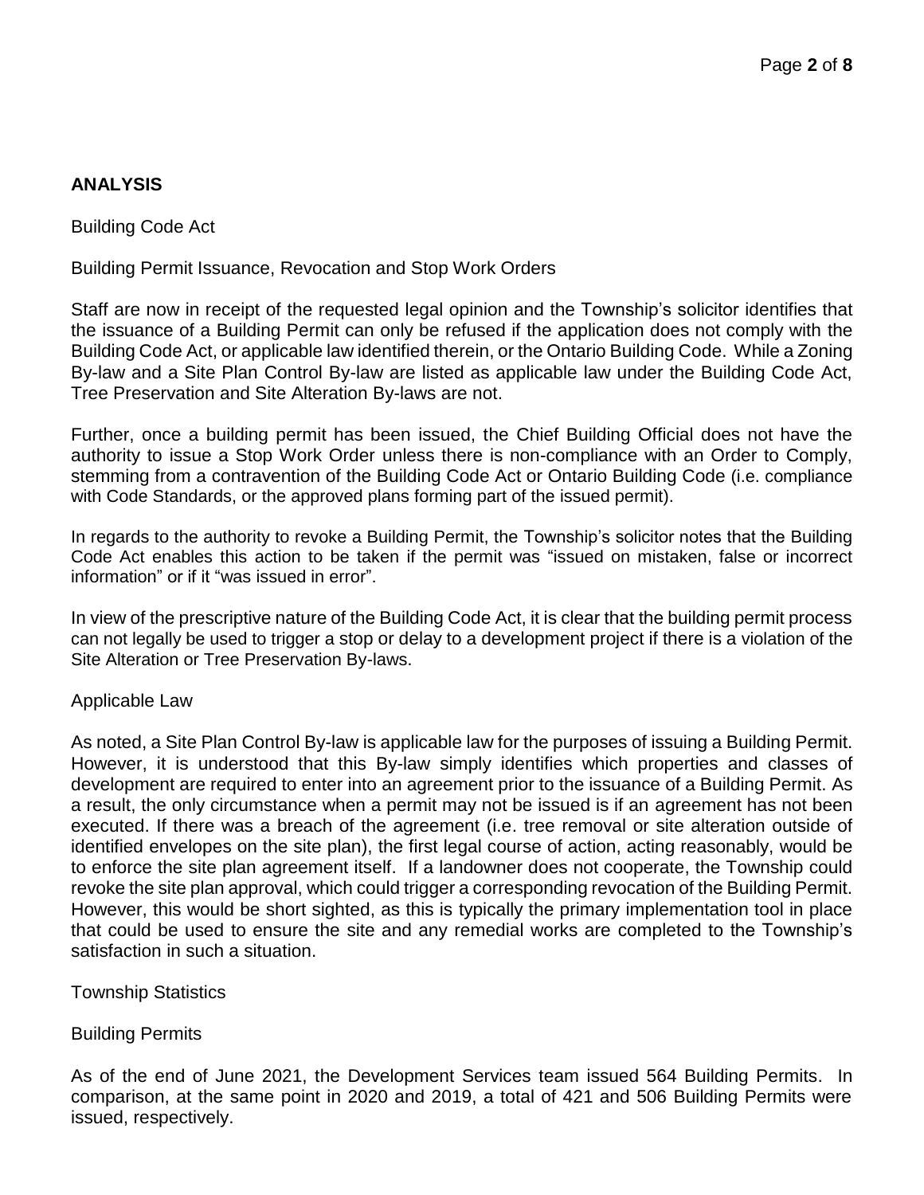**ANALYSIS**

Building Code Act

Building Permit Issuance, Revocation and Stop Work Orders

Staff are now in receipt of the requested legal opinion and the Township's solicitor identifies that the issuance of a Building Permit can only be refused if the application does not comply with the Building Code Act, or applicable law identified therein, or the Ontario Building Code. While a Zoning By-law and a Site Plan Control By-law are listed as applicable law under the Building Code Act, Tree Preservation and Site Alteration By-laws are not.

Further, once a building permit has been issued, the Chief Building Official does not have the authority to issue a Stop Work Order unless there is non-compliance with an Order to Comply, stemming from a contravention of the Building Code Act or Ontario Building Code (i.e. compliance with Code Standards, or the approved plans forming part of the issued permit).

In regards to the authority to revoke a Building Permit, the Township's solicitor notes that the Building Code Act enables this action to be taken if the permit was "issued on mistaken, false or incorrect information" or if it "was issued in error".

In view of the prescriptive nature of the Building Code Act, it is clear that the building permit process can not legally be used to trigger a stop or delay to a development project if there is a violation of the Site Alteration or Tree Preservation By-laws.

Applicable Law

As noted, a Site Plan Control By-law is applicable law for the purposes of issuing a Building Permit. However, it is understood that this By-law simply identifies which properties and classes of development are required to enter into an agreement prior to the issuance of a Building Permit. As a result, the only circumstance when a permit may not be issued is if an agreement has not been executed. If there was a breach of the agreement (i.e. tree removal or site alteration outside of identified envelopes on the site plan), the first legal course of action, acting reasonably, would be to enforce the site plan agreement itself. If a landowner does not cooperate, the Township could revoke the site plan approval, which could trigger a corresponding revocation of the Building Permit. However, this would be short sighted, as this is typically the primary implementation tool in place that could be used to ensure the site and any remedial works are completed to the Township's satisfaction in such a situation.

Township Statistics

Building Permits

As of the end of June 2021, the Development Services team issued 564 Building Permits. In comparison, at the same point in 2020 and 2019, a total of 421 and 506 Building Permits were issued, respectively.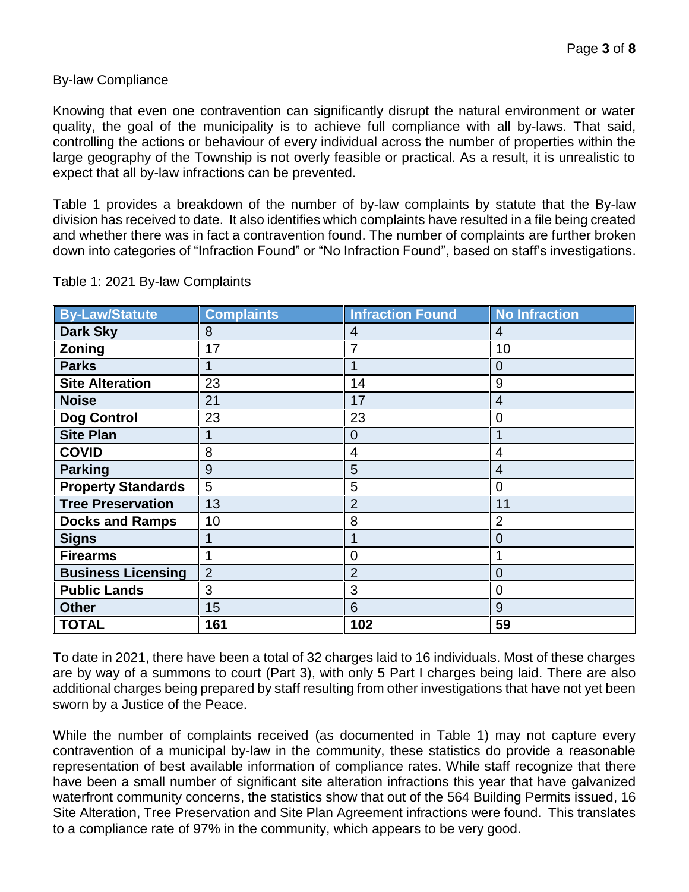By-law Compliance

Knowing that even one contravention can significantly disrupt the natural environment or water quality, the goal of the municipality is to achieve full compliance with all by-laws. That said, controlling the actions or behaviour of every individual across the number of properties within the large geography of the Township is not overly feasible or practical. As a result, it is unrealistic to expect that all by-law infractions can be prevented.

Table 1 provides a breakdown of the number of by-law complaints by statute that the By-law division has received to date. It also identifies which complaints have resulted in a file being created and whether there was in fact a contravention found. The number of complaints are further broken down into categories of "Infraction Found" or "No Infraction Found", based on staff's investigations.

Table 1: 2021 By-law Complaints

| By-Law/Statute | Complaints | Infraction Found | No Infraction |
| --- | --- | --- | --- |
| **Dark Sky** | 8 | 4 | 4 |
| **Zoning** | 17 | 7 | 10 |
| **Parks** | 1 | 1 | 0 |
| **Site Alteration** | 23 | 14 | 9 |
| **Noise** | 21 | 17 | 4 |
| **Dog Control** | 23 | 23 | 0 |
| **Site Plan** | 1 | 0 | 1 |
| **COVID** | 8 | 4 | 4 |
| **Parking** | 9 | 5 | 4 |
| **Property Standards** | 5 | 5 | 0 |
| **Tree Preservation** | 13 | 2 | 11 |
| **Docks and Ramps** | 10 | 8 | 2 |
| **Signs** | 1 | 1 | 0 |
| **Firearms** | 1 | 0 | 1 |
| **Business Licensing** | 2 | 2 | 0 |
| **Public Lands** | 3 | 3 | 0 |
| **Other** | 15 | 6 | 9 |
| **TOTAL** | **161** | **102** | **59** |

To date in 2021, there have been a total of 32 charges laid to 16 individuals. Most of these charges are by way of a summons to court (Part 3), with only 5 Part I charges being laid. There are also additional charges being prepared by staff resulting from other investigations that have not yet been sworn by a Justice of the Peace.

While the number of complaints received (as documented in Table 1) may not capture every contravention of a municipal by-law in the community, these statistics do provide a reasonable representation of best available information of compliance rates. While staff recognize that there have been a small number of significant site alteration infractions this year that have galvanized waterfront community concerns, the statistics show that out of the 564 Building Permits issued, 16 Site Alteration, Tree Preservation and Site Plan Agreement infractions were found. This translates to a compliance rate of 97% in the community, which appears to be very good.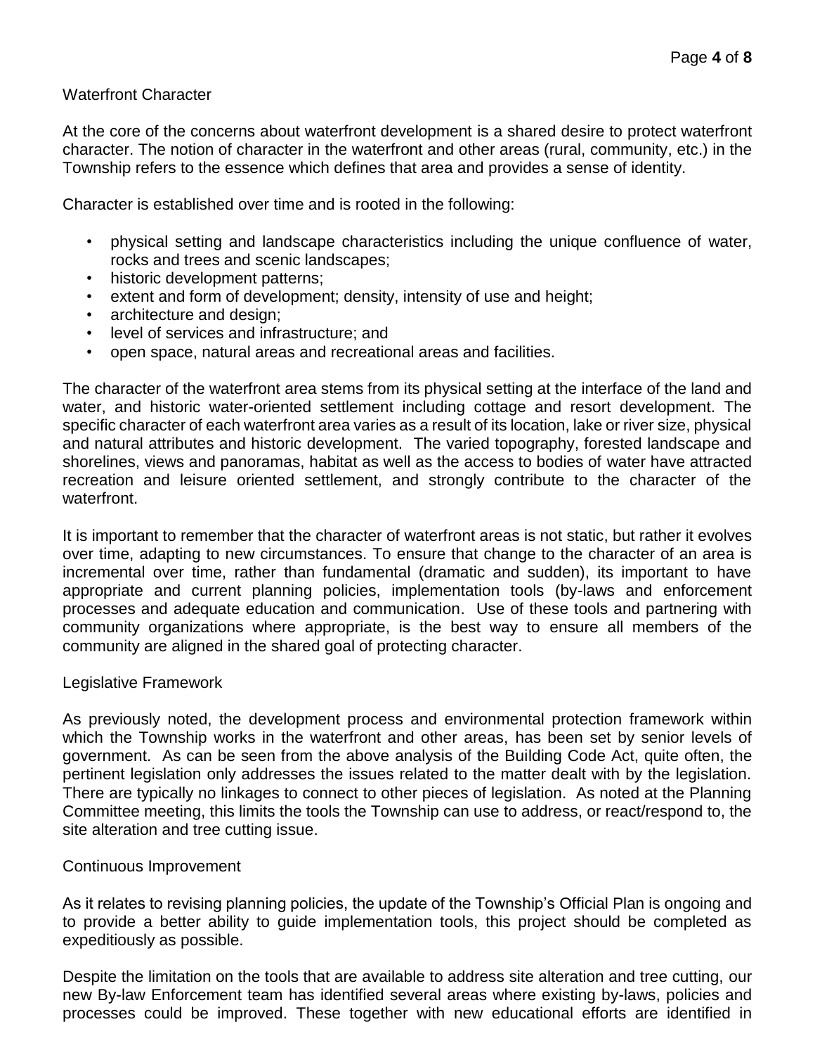## Waterfront Character

At the core of the concerns about waterfront development is a shared desire to protect waterfront character. The notion of character in the waterfront and other areas (rural, community, etc.) in the Township refers to the essence which defines that area and provides a sense of identity.

Character is established over time and is rooted in the following:

- physical setting and landscape characteristics including the unique confluence of water, rocks and trees and scenic landscapes;
- historic development patterns;
- extent and form of development; density, intensity of use and height;
- architecture and design;
- level of services and infrastructure; and
- open space, natural areas and recreational areas and facilities.

The character of the waterfront area stems from its physical setting at the interface of the land and water, and historic water-oriented settlement including cottage and resort development. The specific character of each waterfront area varies as a result of its location, lake or river size, physical and natural attributes and historic development. The varied topography, forested landscape and shorelines, views and panoramas, habitat as well as the access to bodies of water have attracted recreation and leisure oriented settlement, and strongly contribute to the character of the waterfront.

It is important to remember that the character of waterfront areas is not static, but rather it evolves over time, adapting to new circumstances. To ensure that change to the character of an area is incremental over time, rather than fundamental (dramatic and sudden), its important to have appropriate and current planning policies, implementation tools (by-laws and enforcement processes and adequate education and communication. Use of these tools and partnering with community organizations where appropriate, is the best way to ensure all members of the community are aligned in the shared goal of protecting character.

## Legislative Framework

As previously noted, the development process and environmental protection framework within which the Township works in the waterfront and other areas, has been set by senior levels of government. As can be seen from the above analysis of the Building Code Act, quite often, the pertinent legislation only addresses the issues related to the matter dealt with by the legislation. There are typically no linkages to connect to other pieces of legislation. As noted at the Planning Committee meeting, this limits the tools the Township can use to address, or react/respond to, the site alteration and tree cutting issue.

## Continuous Improvement

As it relates to revising planning policies, the update of the Township's Official Plan is ongoing and to provide a better ability to guide implementation tools, this project should be completed as expeditiously as possible.

Despite the limitation on the tools that are available to address site alteration and tree cutting, our new By-law Enforcement team has identified several areas where existing by-laws, policies and processes could be improved. These together with new educational efforts are identified in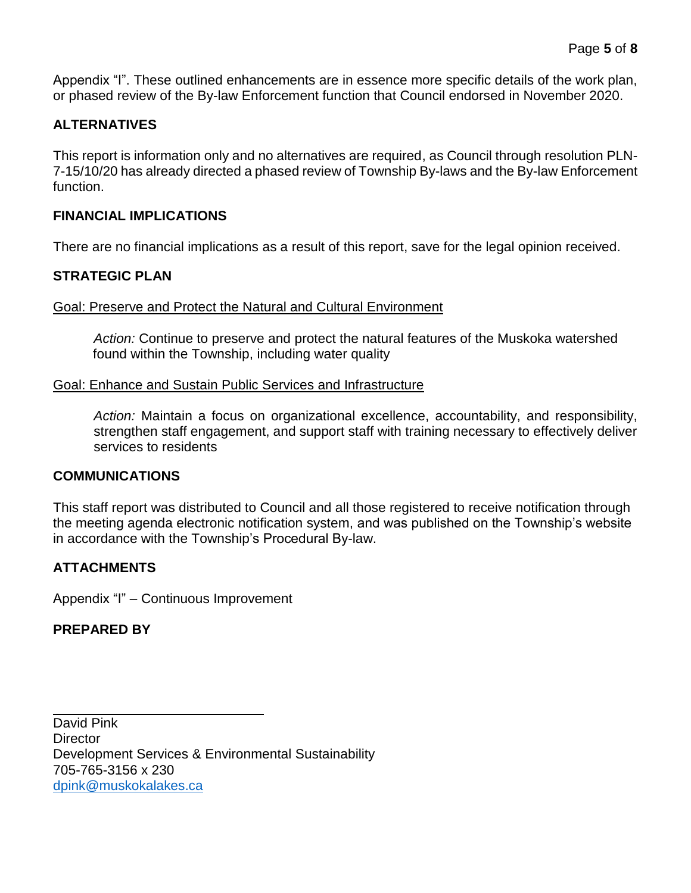Appendix “I”. These outlined enhancements are in essence more specific details of the work plan, or phased review of the By-law Enforcement function that Council endorsed in November 2020.

## ALTERNATIVES

This report is information only and no alternatives are required, as Council through resolution PLN-7-15/10/20 has already directed a phased review of Township By-laws and the By-law Enforcement function.

## FINANCIAL IMPLICATIONS

There are no financial implications as a result of this report, save for the legal opinion received.

## STRATEGIC PLAN

Goal: Preserve and Protect the Natural and Cultural Environment

> *Action:* Continue to preserve and protect the natural features of the Muskoka watershed found within the Township, including water quality

Goal: Enhance and Sustain Public Services and Infrastructure

> *Action:* Maintain a focus on organizational excellence, accountability, and responsibility, strengthen staff engagement, and support staff with training necessary to effectively deliver services to residents

## COMMUNICATIONS

This staff report was distributed to Council and all those registered to receive notification through the meeting agenda electronic notification system, and was published on the Township’s website in accordance with the Township’s Procedural By-law.

## ATTACHMENTS

Appendix “I” – Continuous Improvement

## PREPARED BY

\_\_\_\_\_\_\_\_\_\_\_\_\_\_\_\_\_\_\_\_\_\_\_\_\_\_\_\_

David Pink
Director
Development Services & Environmental Sustainability
705-765-3156 x 230
dpink@muskokalakes.ca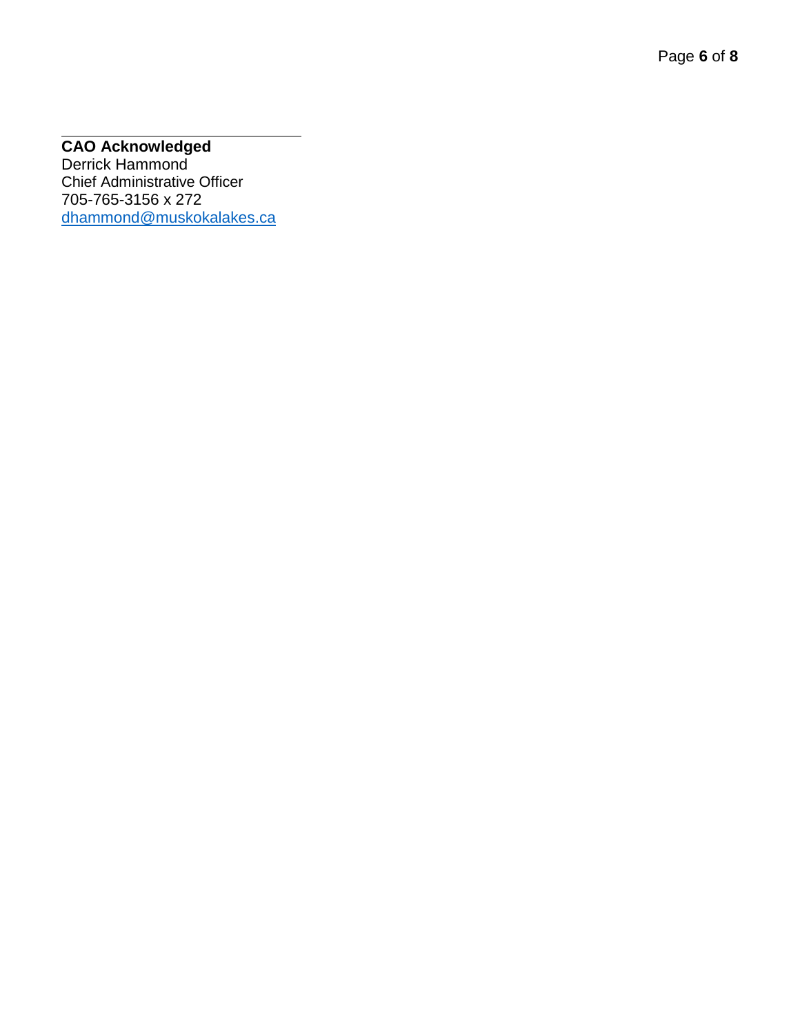---

**CAO Acknowledged**
Derrick Hammond
Chief Administrative Officer
705-765-3156 x 272
dhammond@muskokalakes.ca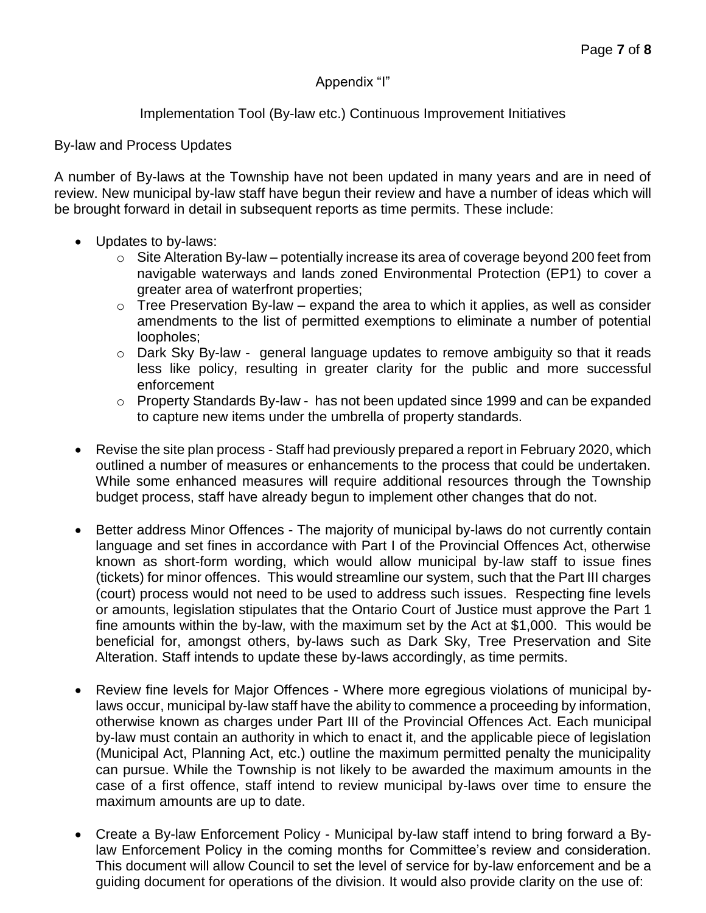## Appendix "I"

### Implementation Tool (By-law etc.) Continuous Improvement Initiatives

By-law and Process Updates

A number of By-laws at the Township have not been updated in many years and are in need of review. New municipal by-law staff have begun their review and have a number of ideas which will be brought forward in detail in subsequent reports as time permits. These include:

- Updates to by-laws:
  - Site Alteration By-law – potentially increase its area of coverage beyond 200 feet from navigable waterways and lands zoned Environmental Protection (EP1) to cover a greater area of waterfront properties;
  - Tree Preservation By-law – expand the area to which it applies, as well as consider amendments to the list of permitted exemptions to eliminate a number of potential loopholes;
  - Dark Sky By-law - general language updates to remove ambiguity so that it reads less like policy, resulting in greater clarity for the public and more successful enforcement
  - Property Standards By-law - has not been updated since 1999 and can be expanded to capture new items under the umbrella of property standards.

- Revise the site plan process - Staff had previously prepared a report in February 2020, which outlined a number of measures or enhancements to the process that could be undertaken. While some enhanced measures will require additional resources through the Township budget process, staff have already begun to implement other changes that do not.

- Better address Minor Offences - The majority of municipal by-laws do not currently contain language and set fines in accordance with Part I of the Provincial Offences Act, otherwise known as short-form wording, which would allow municipal by-law staff to issue fines (tickets) for minor offences. This would streamline our system, such that the Part III charges (court) process would not need to be used to address such issues. Respecting fine levels or amounts, legislation stipulates that the Ontario Court of Justice must approve the Part 1 fine amounts within the by-law, with the maximum set by the Act at $1,000. This would be beneficial for, amongst others, by-laws such as Dark Sky, Tree Preservation and Site Alteration. Staff intends to update these by-laws accordingly, as time permits.

- Review fine levels for Major Offences - Where more egregious violations of municipal by-laws occur, municipal by-law staff have the ability to commence a proceeding by information, otherwise known as charges under Part III of the Provincial Offences Act. Each municipal by-law must contain an authority in which to enact it, and the applicable piece of legislation (Municipal Act, Planning Act, etc.) outline the maximum permitted penalty the municipality can pursue. While the Township is not likely to be awarded the maximum amounts in the case of a first offence, staff intend to review municipal by-laws over time to ensure the maximum amounts are up to date.

- Create a By-law Enforcement Policy - Municipal by-law staff intend to bring forward a By-law Enforcement Policy in the coming months for Committee's review and consideration. This document will allow Council to set the level of service for by-law enforcement and be a guiding document for operations of the division. It would also provide clarity on the use of: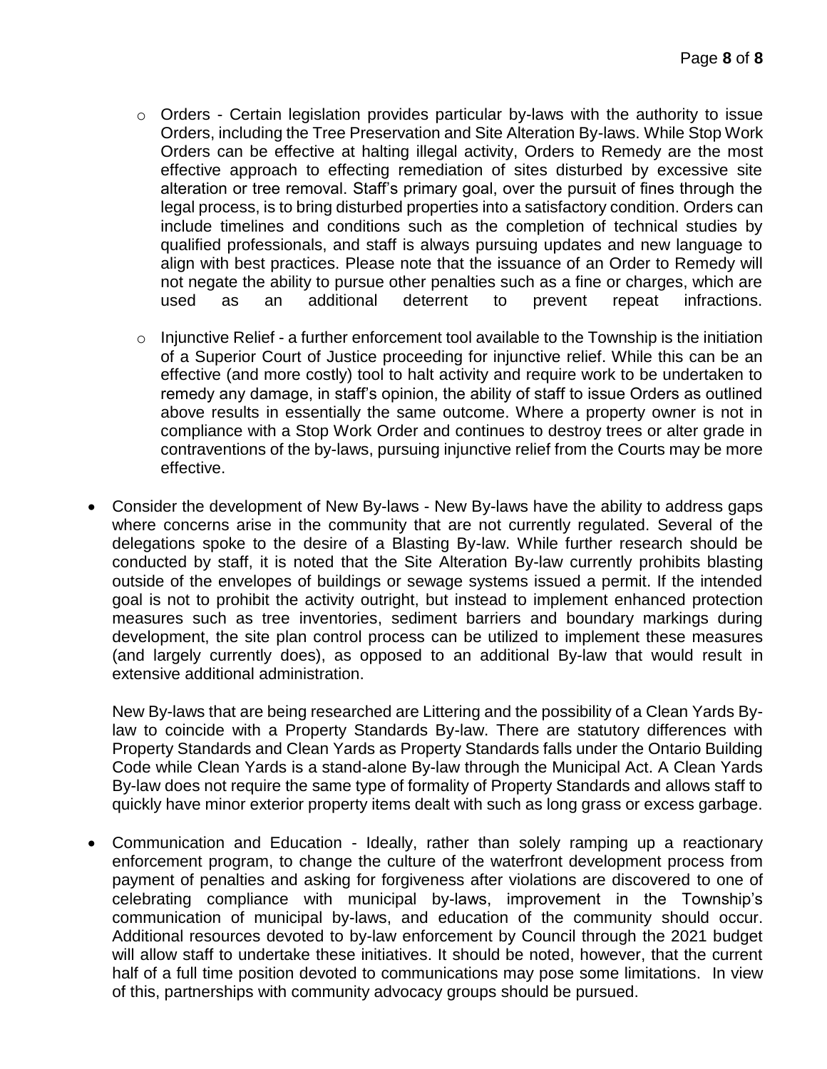- Orders - Certain legislation provides particular by-laws with the authority to issue Orders, including the Tree Preservation and Site Alteration By-laws. While Stop Work Orders can be effective at halting illegal activity, Orders to Remedy are the most effective approach to effecting remediation of sites disturbed by excessive site alteration or tree removal. Staff's primary goal, over the pursuit of fines through the legal process, is to bring disturbed properties into a satisfactory condition. Orders can include timelines and conditions such as the completion of technical studies by qualified professionals, and staff is always pursuing updates and new language to align with best practices. Please note that the issuance of an Order to Remedy will not negate the ability to pursue other penalties such as a fine or charges, which are used as an additional deterrent to prevent repeat infractions.

  - Injunctive Relief - a further enforcement tool available to the Township is the initiation of a Superior Court of Justice proceeding for injunctive relief. While this can be an effective (and more costly) tool to halt activity and require work to be undertaken to remedy any damage, in staff's opinion, the ability of staff to issue Orders as outlined above results in essentially the same outcome. Where a property owner is not in compliance with a Stop Work Order and continues to destroy trees or alter grade in contraventions of the by-laws, pursuing injunctive relief from the Courts may be more effective.

- Consider the development of New By-laws - New By-laws have the ability to address gaps where concerns arise in the community that are not currently regulated. Several of the delegations spoke to the desire of a Blasting By-law. While further research should be conducted by staff, it is noted that the Site Alteration By-law currently prohibits blasting outside of the envelopes of buildings or sewage systems issued a permit. If the intended goal is not to prohibit the activity outright, but instead to implement enhanced protection measures such as tree inventories, sediment barriers and boundary markings during development, the site plan control process can be utilized to implement these measures (and largely currently does), as opposed to an additional By-law that would result in extensive additional administration.

  New By-laws that are being researched are Littering and the possibility of a Clean Yards By-law to coincide with a Property Standards By-law. There are statutory differences with Property Standards and Clean Yards as Property Standards falls under the Ontario Building Code while Clean Yards is a stand-alone By-law through the Municipal Act. A Clean Yards By-law does not require the same type of formality of Property Standards and allows staff to quickly have minor exterior property items dealt with such as long grass or excess garbage.

- Communication and Education - Ideally, rather than solely ramping up a reactionary enforcement program, to change the culture of the waterfront development process from payment of penalties and asking for forgiveness after violations are discovered to one of celebrating compliance with municipal by-laws, improvement in the Township's communication of municipal by-laws, and education of the community should occur. Additional resources devoted to by-law enforcement by Council through the 2021 budget will allow staff to undertake these initiatives. It should be noted, however, that the current half of a full time position devoted to communications may pose some limitations. In view of this, partnerships with community advocacy groups should be pursued.